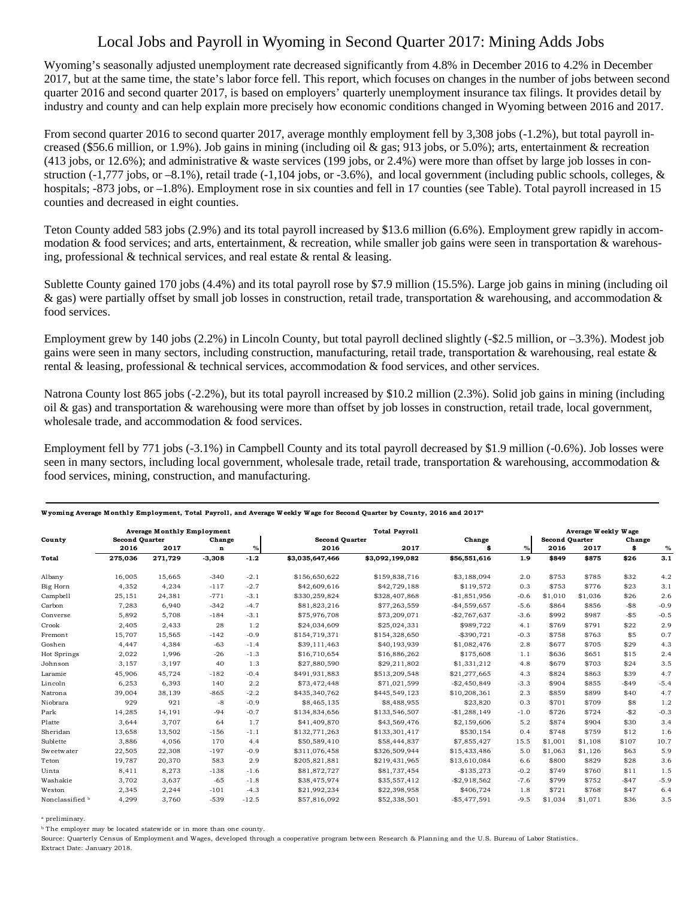# Local Jobs and Payroll in Wyoming in Second Quarter 2017: Mining Adds Jobs

Wyoming's seasonally adjusted unemployment rate decreased significantly from 4.8% in December 2016 to 4.2% in December 2017, but at the same time, the state's labor force fell. This report, which focuses on changes in the number of jobs between second quarter 2016 and second quarter 2017, is based on employers' quarterly unemployment insurance tax filings. It provides detail by industry and county and can help explain more precisely how economic conditions changed in Wyoming between 2016 and 2017.

From second quarter 2016 to second quarter 2017, average monthly employment fell by 3,308 jobs (-1.2%), but total payroll increased ($56.6 million, or 1.9%). Job gains in mining (including oil & gas; 913 jobs, or 5.0%); arts, entertainment & recreation (413 jobs, or 12.6%); and administrative & waste services (199 jobs, or 2.4%) were more than offset by large job losses in construction (-1,777 jobs, or –8.1%), retail trade (-1,104 jobs, or -3.6%), and local government (including public schools, colleges, & hospitals; -873 jobs, or –1.8%). Employment rose in six counties and fell in 17 counties (see Table). Total payroll increased in 15 counties and decreased in eight counties.

Teton County added 583 jobs (2.9%) and its total payroll increased by $13.6 million (6.6%). Employment grew rapidly in accommodation & food services; and arts, entertainment, & recreation, while smaller job gains were seen in transportation & warehousing, professional & technical services, and real estate & rental & leasing.

Sublette County gained 170 jobs (4.4%) and its total payroll rose by $7.9 million (15.5%). Large job gains in mining (including oil & gas) were partially offset by small job losses in construction, retail trade, transportation & warehousing, and accommodation & food services.

Employment grew by 140 jobs (2.2%) in Lincoln County, but total payroll declined slightly (-$2.5 million, or –3.3%). Modest job gains were seen in many sectors, including construction, manufacturing, retail trade, transportation & warehousing, real estate & rental & leasing, professional & technical services, accommodation & food services, and other services.

Natrona County lost 865 jobs (-2.2%), but its total payroll increased by $10.2 million (2.3%). Solid job gains in mining (including oil & gas) and transportation & warehousing were more than offset by job losses in construction, retail trade, local government, wholesale trade, and accommodation & food services.

Employment fell by 771 jobs (-3.1%) in Campbell County and its total payroll decreased by $1.9 million (-0.6%). Job losses were seen in many sectors, including local government, wholesale trade, retail trade, transportation & warehousing, accommodation & food services, mining, construction, and manufacturing.

**Wyoming Average Monthly Employment, Total Payroll, and Average Weekly Wage for Second Quarter by County, 2016 and 2017[a]**

| County | Average Monthly Employment | | | | Total Payroll | | | | Average Weekly Wage | | | |
|---|---|---|---|---|---|---|---|---|---|---|---|---|
| | Second Quarter | | Change | | Second Quarter | | Change | | Second Quarter | | Change | |
| | 2016 | 2017 | n | % | 2016 | 2017 | $ | % | 2016 | 2017 | $ | % |
| **Total** | **275,036** | **271,729** | **-3,308** | **-1.2** | **$3,035,647,466** | **$3,092,199,082** | **$56,551,616** | **1.9** | **$849** | **$875** | **$26** | **3.1** |
| Albany | 16,005 | 15,665 | -340 | -2.1 | $156,650,622 | $159,838,716 | $3,188,094 | 2.0 | $753 | $785 | $32 | 4.2 |
| Big Horn | 4,352 | 4,234 | -117 | -2.7 | $42,609,616 | $42,729,188 | $119,572 | 0.3 | $753 | $776 | $23 | 3.1 |
| Campbell | 25,151 | 24,381 | -771 | -3.1 | $330,259,824 | $328,407,868 | -$1,851,956 | -0.6 | $1,010 | $1,036 | $26 | 2.6 |
| Carbon | 7,283 | 6,940 | -342 | -4.7 | $81,823,216 | $77,263,559 | -$4,559,657 | -5.6 | $864 | $856 | -$8 | -0.9 |
| Converse | 5,892 | 5,708 | -184 | -3.1 | $75,976,708 | $73,209,071 | -$2,767,637 | -3.6 | $992 | $987 | -$5 | -0.5 |
| Crook | 2,405 | 2,433 | 28 | 1.2 | $24,034,609 | $25,024,331 | $989,722 | 4.1 | $769 | $791 | $22 | 2.9 |
| Fremont | 15,707 | 15,565 | -142 | -0.9 | $154,719,371 | $154,328,650 | -$390,721 | -0.3 | $758 | $763 | $5 | 0.7 |
| Goshen | 4,447 | 4,384 | -63 | -1.4 | $39,111,463 | $40,193,939 | $1,082,476 | 2.8 | $677 | $705 | $29 | 4.3 |
| Hot Springs | 2,022 | 1,996 | -26 | -1.3 | $16,710,654 | $16,886,262 | $175,608 | 1.1 | $636 | $651 | $15 | 2.4 |
| Johnson | 3,157 | 3,197 | 40 | 1.3 | $27,880,590 | $29,211,802 | $1,331,212 | 4.8 | $679 | $703 | $24 | 3.5 |
| Laramie | 45,906 | 45,724 | -182 | -0.4 | $491,931,883 | $513,209,548 | $21,277,665 | 4.3 | $824 | $863 | $39 | 4.7 |
| Lincoln | 6,253 | 6,393 | 140 | 2.2 | $73,472,448 | $71,021,599 | -$2,450,849 | -3.3 | $904 | $855 | -$49 | -5.4 |
| Natrona | 39,004 | 38,139 | -865 | -2.2 | $435,340,762 | $445,549,123 | $10,208,361 | 2.3 | $859 | $899 | $40 | 4.7 |
| Niobrara | 929 | 921 | -8 | -0.9 | $8,465,135 | $8,488,955 | $23,820 | 0.3 | $701 | $709 | $8 | 1.2 |
| Park | 14,285 | 14,191 | -94 | -0.7 | $134,834,656 | $133,546,507 | -$1,288,149 | -1.0 | $726 | $724 | -$2 | -0.3 |
| Platte | 3,644 | 3,707 | 64 | 1.7 | $41,409,870 | $43,569,476 | $2,159,606 | 5.2 | $874 | $904 | $30 | 3.4 |
| Sheridan | 13,658 | 13,502 | -156 | -1.1 | $132,771,263 | $133,301,417 | $530,154 | 0.4 | $748 | $759 | $12 | 1.6 |
| Sublette | 3,886 | 4,056 | 170 | 4.4 | $50,589,410 | $58,444,837 | $7,855,427 | 15.5 | $1,001 | $1,108 | $107 | 10.7 |
| Sweetwater | 22,505 | 22,308 | -197 | -0.9 | $311,076,458 | $326,509,944 | $15,433,486 | 5.0 | $1,063 | $1,126 | $63 | 5.9 |
| Teton | 19,787 | 20,370 | 583 | 2.9 | $205,821,881 | $219,431,965 | $13,610,084 | 6.6 | $800 | $829 | $28 | 3.6 |
| Uinta | 8,411 | 8,273 | -138 | -1.6 | $81,872,727 | $81,737,454 | -$135,273 | -0.2 | $749 | $760 | $11 | 1.5 |
| Washakie | 3,702 | 3,637 | -65 | -1.8 | $38,475,974 | $35,557,412 | -$2,918,562 | -7.6 | $799 | $752 | -$47 | -5.9 |
| Weston | 2,345 | 2,244 | -101 | -4.3 | $21,992,234 | $22,398,958 | $406,724 | 1.8 | $721 | $768 | $47 | 6.4 |
| Nonclassified [b] | 4,299 | 3,760 | -539 | -12.5 | $57,816,092 | $52,338,501 | -$5,477,591 | -9.5 | $1,034 | $1,071 | $36 | 3.5 |

[a] preliminary.

[b] The employer may be located statewide or in more than one county.

Source: Quarterly Census of Employment and Wages, developed through a cooperative program between Research & Planning and the U.S. Bureau of Labor Statistics.

Extract Date: January 2018.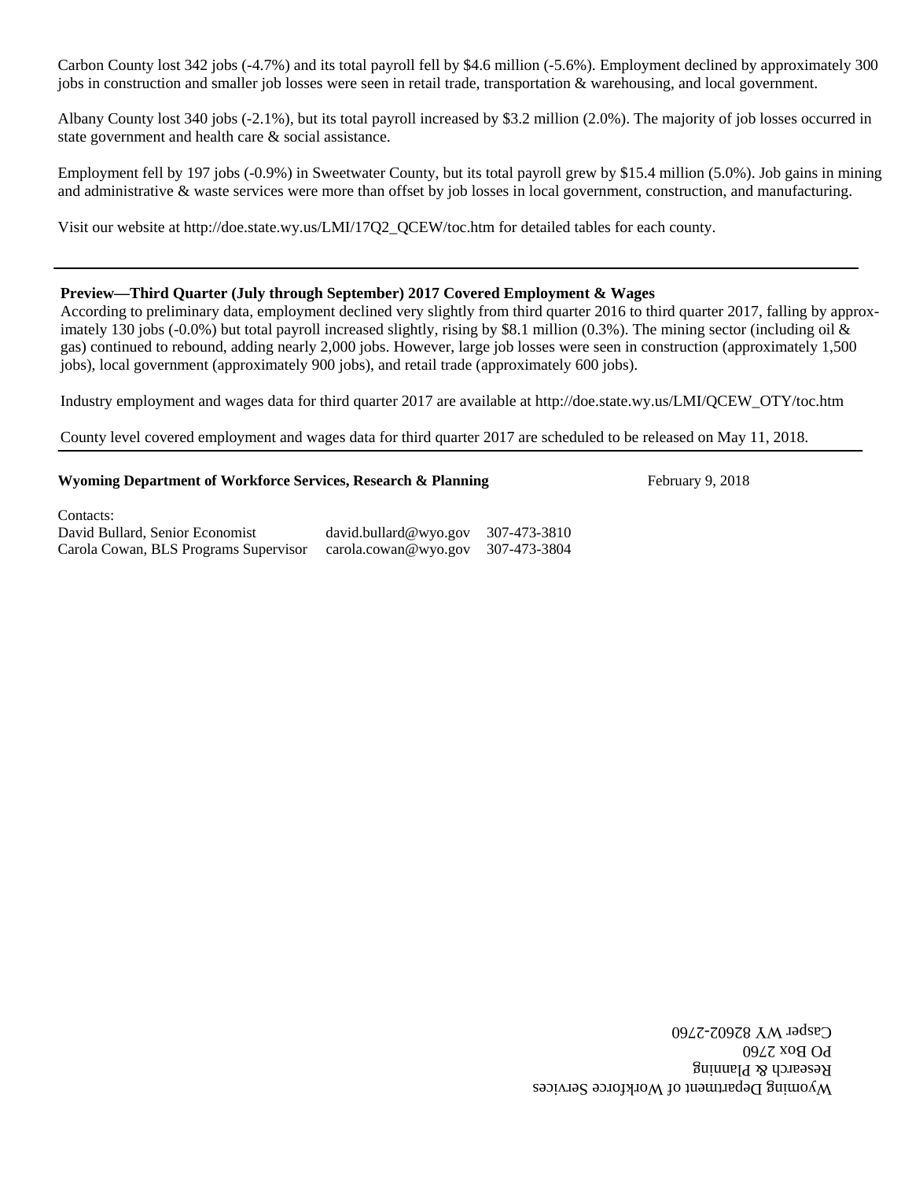Carbon County lost 342 jobs (-4.7%) and its total payroll fell by $4.6 million (-5.6%). Employment declined by approximately 300 jobs in construction and smaller job losses were seen in retail trade, transportation & warehousing, and local government.

Albany County lost 340 jobs (-2.1%), but its total payroll increased by $3.2 million (2.0%). The majority of job losses occurred in state government and health care & social assistance.

Employment fell by 197 jobs (-0.9%) in Sweetwater County, but its total payroll grew by $15.4 million (5.0%). Job gains in mining and administrative & waste services were more than offset by job losses in local government, construction, and manufacturing.

Visit our website at http://doe.state.wy.us/LMI/17Q2_QCEW/toc.htm for detailed tables for each county.

---

**Preview—Third Quarter (July through September) 2017 Covered Employment & Wages**

According to preliminary data, employment declined very slightly from third quarter 2016 to third quarter 2017, falling by approximately 130 jobs (-0.0%) but total payroll increased slightly, rising by $8.1 million (0.3%). The mining sector (including oil & gas) continued to rebound, adding nearly 2,000 jobs. However, large job losses were seen in construction (approximately 1,500 jobs), local government (approximately 900 jobs), and retail trade (approximately 600 jobs).

Industry employment and wages data for third quarter 2017 are available at http://doe.state.wy.us/LMI/QCEW_OTY/toc.htm

County level covered employment and wages data for third quarter 2017 are scheduled to be released on May 11, 2018.

---

**Wyoming Department of Workforce Services, Research & Planning** February 9, 2018

Contacts:

| | | |
|---|---|---|
| David Bullard, Senior Economist | david.bullard@wyo.gov | 307-473-3810 |
| Carola Cowan, BLS Programs Supervisor | carola.cowan@wyo.gov | 307-473-3804 |

Wyoming Department of Workforce Services
Research & Planning
PO Box 2760
Casper WY 82602-2760